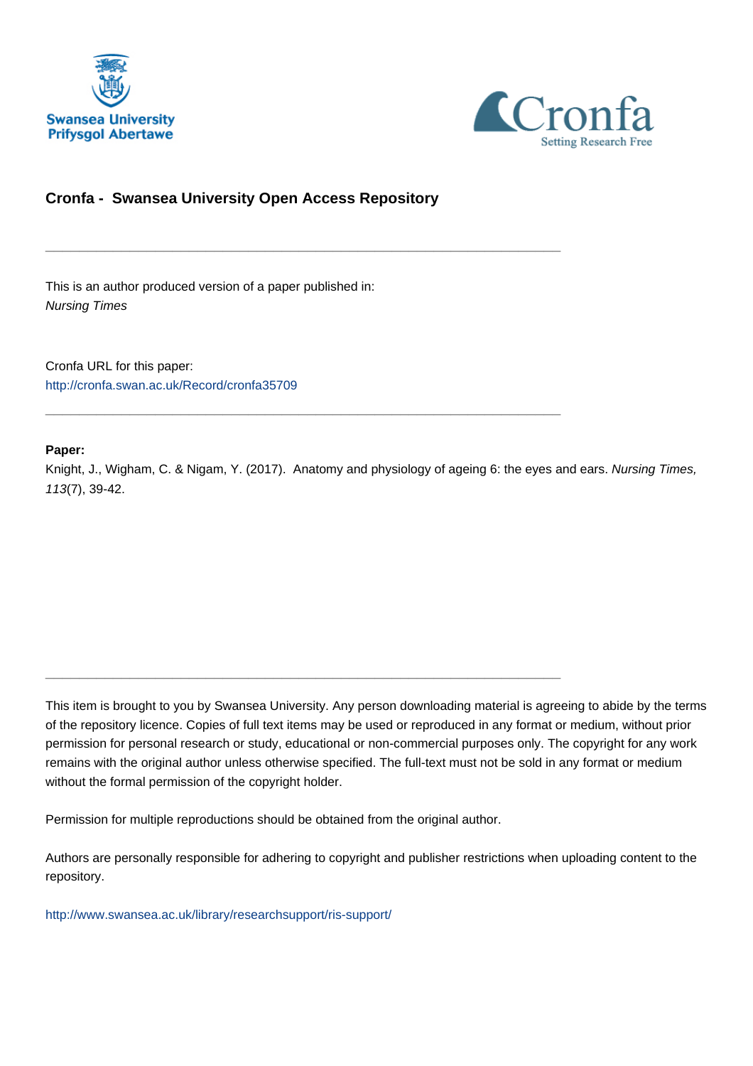Swansea University
Prifysgol Abertawe

Cronfa
Setting Research Free

## Cronfa - Swansea University Open Access Repository

---

This is an author produced version of a paper published in:
*Nursing Times*

Cronfa URL for this paper:
http://cronfa.swan.ac.uk/Record/cronfa35709

---

**Paper:**
Knight, J., Wigham, C. & Nigam, Y. (2017). Anatomy and physiology of ageing 6: the eyes and ears. *Nursing Times, 113*(7), 39-42.

---

This item is brought to you by Swansea University. Any person downloading material is agreeing to abide by the terms of the repository licence. Copies of full text items may be used or reproduced in any format or medium, without prior permission for personal research or study, educational or non-commercial purposes only. The copyright for any work remains with the original author unless otherwise specified. The full-text must not be sold in any format or medium without the formal permission of the copyright holder.

Permission for multiple reproductions should be obtained from the original author.

Authors are personally responsible for adhering to copyright and publisher restrictions when uploading content to the repository.

http://www.swansea.ac.uk/library/researchsupport/ris-support/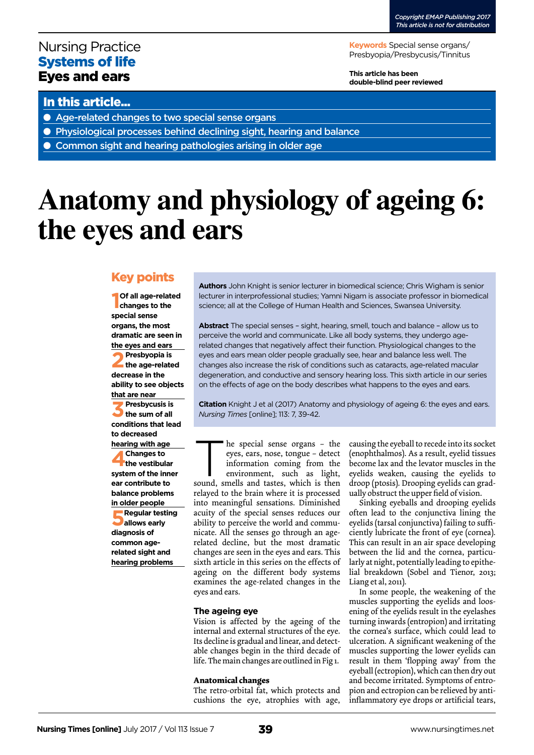Nursing Practice
**Systems of life**
**Eyes and ears**

**Keywords** Special sense organs/Presbyopia/Presbycusis/Tinnitus

**This article has been double-blind peer reviewed**

## In this article...

- Age-related changes to two special sense organs
- Physiological processes behind declining sight, hearing and balance
- Common sight and hearing pathologies arising in older age

# Anatomy and physiology of ageing 6: the eyes and ears

## Key points

**1** **Of all age-related changes to the special sense organs, the most dramatic are seen in the eyes and ears**

**2** **Presbyopia is the age-related decrease in the ability to see objects that are near**

**3** **Presbycusis is the sum of all conditions that lead to decreased hearing with age**

**4** **Changes to the vestibular system of the inner ear contribute to balance problems in older people**

**5** **Regular testing allows early diagnosis of common age-related sight and hearing problems**

**Authors** John Knight is senior lecturer in biomedical science; Chris Wigham is senior lecturer in interprofessional studies; Yamni Nigam is associate professor in biomedical science; all at the College of Human Health and Sciences, Swansea University.

**Abstract** The special senses – sight, hearing, smell, touch and balance – allow us to perceive the world and communicate. Like all body systems, they undergo age-related changes that negatively affect their function. Physiological changes to the eyes and ears mean older people gradually see, hear and balance less well. The changes also increase the risk of conditions such as cataracts, age-related macular degeneration, and conductive and sensory hearing loss. This sixth article in our series on the effects of age on the body describes what happens to the eyes and ears.

**Citation** Knight J et al (2017) Anatomy and physiology of ageing 6: the eyes and ears. *Nursing Times* [online]; 113: 7, 39-42.

The special sense organs – the eyes, ears, nose, tongue – detect information coming from the environment, such as light, sound, smells and tastes, which is then relayed to the brain where it is processed into meaningful sensations. Diminished acuity of the special senses reduces our ability to perceive the world and communicate. All the senses go through an age-related decline, but the most dramatic changes are seen in the eyes and ears. This sixth article in this series on the effects of ageing on the different body systems examines the age-related changes in the eyes and ears.

## The ageing eye

Vision is affected by the ageing of the internal and external structures of the eye. Its decline is gradual and linear, and detectable changes begin in the third decade of life. The main changes are outlined in Fig 1.

### Anatomical changes

The retro-orbital fat, which protects and cushions the eye, atrophies with age, causing the eyeball to recede into its socket (enophthalmos). As a result, eyelid tissues become lax and the levator muscles in the eyelids weaken, causing the eyelids to droop (ptosis). Drooping eyelids can gradually obstruct the upper field of vision.

Sinking eyeballs and drooping eyelids often lead to the conjunctiva lining the eyelids (tarsal conjunctiva) failing to sufficiently lubricate the front of eye (cornea). This can result in an air space developing between the lid and the cornea, particularly at night, potentially leading to epithelial breakdown (Sobel and Tienor, 2013; Liang et al, 2011).

In some people, the weakening of the muscles supporting the eyelids and loosening of the eyelids result in the eyelashes turning inwards (entropion) and irritating the cornea's surface, which could lead to ulceration. A significant weakening of the muscles supporting the lower eyelids can result in them 'flopping away' from the eyeball (ectropion), which can then dry out and become irritated. Symptoms of entropion and ectropion can be relieved by anti-inflammatory eye drops or artificial tears,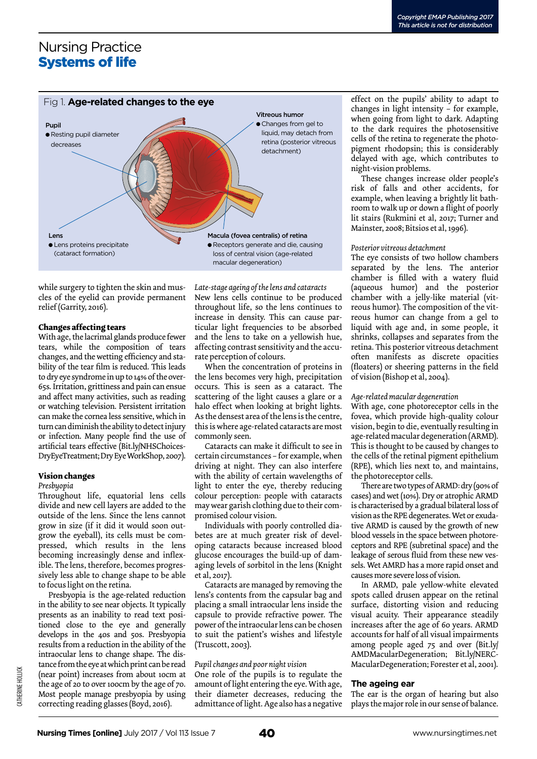Fig 1. **Age-related changes to the eye**

**Pupil**
- Resting pupil diameter decreases

**Vitreous humor**
- Changes from gel to liquid, may detach from retina (posterior vitreous detachment)

**Lens**
- Lens proteins precipitate (cataract formation)

**Macula (fovea centralis) of retina**
- Receptors generate and die, causing loss of central vision (age-related macular degeneration)

CATHERINE HOLLICK

while surgery to tighten the skin and muscles of the eyelid can provide permanent relief (Garrity, 2016).

### Changes affecting tears

With age, the lacrimal glands produce fewer tears, while the composition of tears changes, and the wetting efficiency and stability of the tear film is reduced. This leads to dry eye syndrome in up to 14% of the over-65s. Irritation, grittiness and pain can ensue and affect many activities, such as reading or watching television. Persistent irritation can make the cornea less sensitive, which in turn can diminish the ability to detect injury or infection. Many people find the use of artificial tears effective (Bit.ly/NHSChoices-DryEyeTreatment; Dry Eye WorkShop, 2007).

### Vision changes

*Presbyopia*

Throughout life, equatorial lens cells divide and new cell layers are added to the outside of the lens. Since the lens cannot grow in size (if it did it would soon outgrow the eyeball), its cells must be compressed, which results in the lens becoming increasingly dense and inflexible. The lens, therefore, becomes progressively less able to change shape to be able to focus light on the retina.

Presbyopia is the age-related reduction in the ability to see near objects. It typically presents as an inability to read text positioned close to the eye and generally develops in the 40s and 50s. Presbyopia results from a reduction in the ability of the intraocular lens to change shape. The distance from the eye at which print can be read (near point) increases from about 10cm at the age of 20 to over 100cm by the age of 70. Most people manage presbyopia by using correcting reading glasses (Boyd, 2016).

*Late-stage ageing of the lens and cataracts*

New lens cells continue to be produced throughout life, so the lens continues to increase in density. This can cause particular light frequencies to be absorbed and the lens to take on a yellowish hue, affecting contrast sensitivity and the accurate perception of colours.

When the concentration of proteins in the lens becomes very high, precipitation occurs. This is seen as a cataract. The scattering of the light causes a glare or a halo effect when looking at bright lights. As the densest area of the lens is the centre, this is where age-related cataracts are most commonly seen.

Cataracts can make it difficult to see in certain circumstances – for example, when driving at night. They can also interfere with the ability of certain wavelengths of light to enter the eye, thereby reducing colour perception: people with cataracts may wear garish clothing due to their compromised colour vision.

Individuals with poorly controlled diabetes are at much greater risk of developing cataracts because increased blood glucose encourages the build-up of damaging levels of sorbitol in the lens (Knight et al, 2017).

Cataracts are managed by removing the lens's contents from the capsular bag and placing a small intraocular lens inside the capsule to provide refractive power. The power of the intraocular lens can be chosen to suit the patient's wishes and lifestyle (Truscott, 2003).

*Pupil changes and poor night vision*

One role of the pupils is to regulate the amount of light entering the eye. With age, their diameter decreases, reducing the admittance of light. Age also has a negative effect on the pupils' ability to adapt to changes in light intensity – for example, when going from light to dark. Adapting to the dark requires the photosensitive cells of the retina to regenerate the photopigment rhodopsin; this is considerably delayed with age, which contributes to night-vision problems.

These changes increase older people's risk of falls and other accidents, for example, when leaving a brightly lit bathroom to walk up or down a flight of poorly lit stairs (Rukmini et al, 2017; Turner and Mainster, 2008; Bitsios et al, 1996).

*Posterior vitreous detachment*

The eye consists of two hollow chambers separated by the lens. The anterior chamber is filled with a watery fluid (aqueous humor) and the posterior chamber with a jelly-like material (vitreous humor). The composition of the vitreous humor can change from a gel to liquid with age and, in some people, it shrinks, collapses and separates from the retina. This posterior vitreous detachment often manifests as discrete opacities (floaters) or sheering patterns in the field of vision (Bishop et al, 2004).

*Age-related macular degeneration*

With age, cone photoreceptor cells in the fovea, which provide high-quality colour vision, begin to die, eventually resulting in age-related macular degeneration (ARMD). This is thought to be caused by changes to the cells of the retinal pigment epithelium (RPE), which lies next to, and maintains, the photoreceptor cells.

There are two types of ARMD: dry (90% of cases) and wet (10%). Dry or atrophic ARMD is characterised by a gradual bilateral loss of vision as the RPE degenerates. Wet or exudative ARMD is caused by the growth of new blood vessels in the space between photoreceptors and RPE (subretinal space) and the leakage of serous fluid from these new vessels. Wet AMRD has a more rapid onset and causes more severe loss of vision.

In ARMD, pale yellow-white elevated spots called drusen appear on the retinal surface, distorting vision and reducing visual acuity. Their appearance steadily increases after the age of 60 years. ARMD accounts for half of all visual impairments among people aged 75 and over (Bit.ly/AMDMacularDegeneration; Bit.ly/NERC-MacularDegeneration; Forester et al, 2001).

### The ageing ear

The ear is the organ of hearing but also plays the major role in our sense of balance.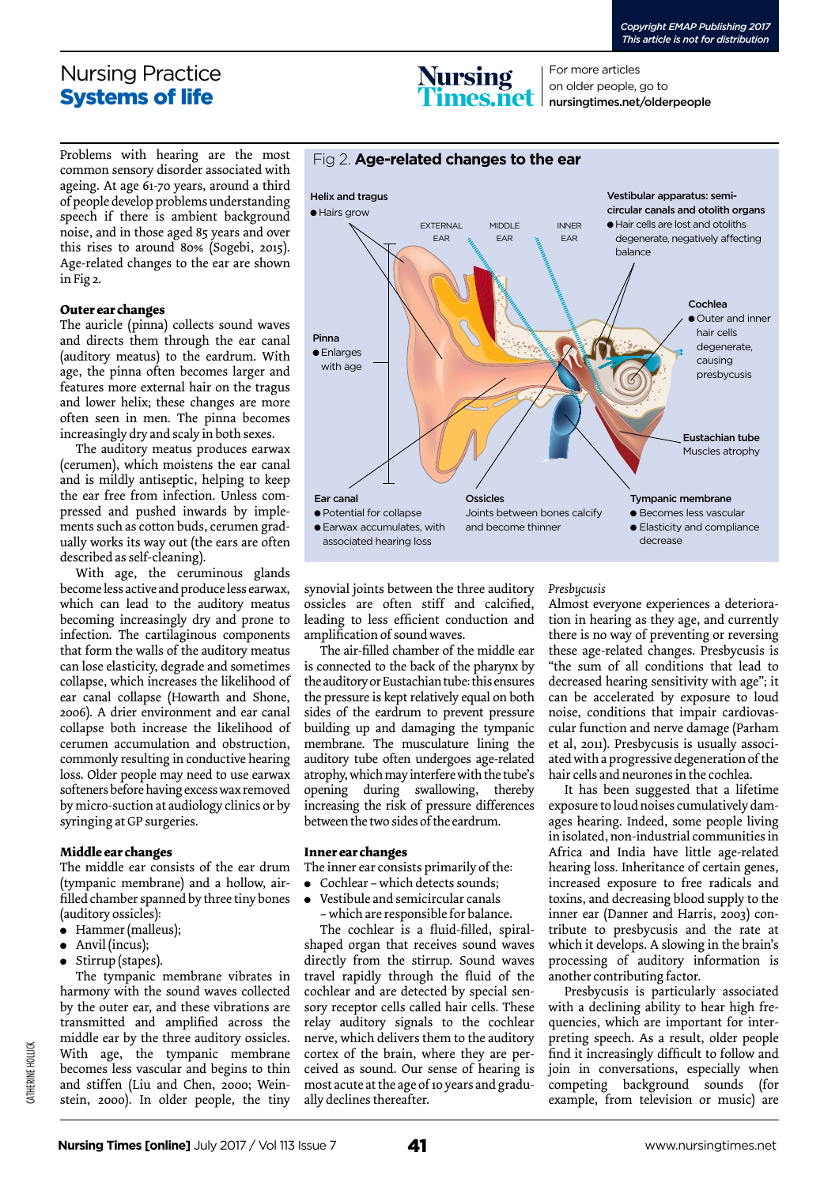Problems with hearing are the most common sensory disorder associated with ageing. At age 61-70 years, around a third of people develop problems understanding speech if there is ambient background noise, and in those aged 85 years and over this rises to around 80% (Sogebi, 2015). Age-related changes to the ear are shown in Fig 2.

Fig 2. **Age-related changes to the ear**

**Helix and tragus**
- Hairs grow

**Pinna**
- Enlarges with age

**Ear canal**
- Potential for collapse
- Earwax accumulates, with associated hearing loss

**Ossicles**
Joints between bones calcify and become thinner

**Tympanic membrane**
- Becomes less vascular
- Elasticity and compliance decrease

**Eustachian tube**
Muscles atrophy

**Cochlea**
- Outer and inner hair cells degenerate, causing presbycusis

**Vestibular apparatus: semi-circular canals and otolith organs**
- Hair cells are lost and otoliths degenerate, negatively affecting balance

EXTERNAL EAR | MIDDLE EAR | INNER EAR

### Outer ear changes

The auricle (pinna) collects sound waves and directs them through the ear canal (auditory meatus) to the eardrum. With age, the pinna often becomes larger and features more external hair on the tragus and lower helix; these changes are more often seen in men. The pinna becomes increasingly dry and scaly in both sexes.

The auditory meatus produces earwax (cerumen), which moistens the ear canal and is mildly antiseptic, helping to keep the ear free from infection. Unless compressed and pushed inwards by implements such as cotton buds, cerumen gradually works its way out (the ears are often described as self-cleaning).

With age, the ceruminous glands become less active and produce less earwax, which can lead to the auditory meatus becoming increasingly dry and prone to infection. The cartilaginous components that form the walls of the auditory meatus can lose elasticity, degrade and sometimes collapse, which increases the likelihood of ear canal collapse (Howarth and Shone, 2006). A drier environment and ear canal collapse both increase the likelihood of cerumen accumulation and obstruction, commonly resulting in conductive hearing loss. Older people may need to use earwax softeners before having excess wax removed by micro-suction at audiology clinics or by syringing at GP surgeries.

### Middle ear changes

The middle ear consists of the ear drum (tympanic membrane) and a hollow, air-filled chamber spanned by three tiny bones (auditory ossicles):

- Hammer (malleus);
- Anvil (incus);
- Stirrup (stapes).

The tympanic membrane vibrates in harmony with the sound waves collected by the outer ear, and these vibrations are transmitted and amplified across the middle ear by the three auditory ossicles. With age, the tympanic membrane becomes less vascular and begins to thin and stiffen (Liu and Chen, 2000; Weinstein, 2000). In older people, the tiny synovial joints between the three auditory ossicles are often stiff and calcified, leading to less efficient conduction and amplification of sound waves.

The air-filled chamber of the middle ear is connected to the back of the pharynx by the auditory or Eustachian tube: this ensures the pressure is kept relatively equal on both sides of the eardrum to prevent pressure building up and damaging the tympanic membrane. The musculature lining the auditory tube often undergoes age-related atrophy, which may interfere with the tube's opening during swallowing, thereby increasing the risk of pressure differences between the two sides of the eardrum.

### Inner ear changes

The inner ear consists primarily of the:

- Cochlear – which detects sounds;
- Vestibule and semicircular canals – which are responsible for balance.

The cochlear is a fluid-filled, spiral-shaped organ that receives sound waves directly from the stirrup. Sound waves travel rapidly through the fluid of the cochlear and are detected by special sensory receptor cells called hair cells. These relay auditory signals to the cochlear nerve, which delivers them to the auditory cortex of the brain, where they are perceived as sound. Our sense of hearing is most acute at the age of 10 years and gradually declines thereafter.

*Presbycusis*

Almost everyone experiences a deterioration in hearing as they age, and currently there is no way of preventing or reversing these age-related changes. Presbycusis is "the sum of all conditions that lead to decreased hearing sensitivity with age"; it can be accelerated by exposure to loud noise, conditions that impair cardiovascular function and nerve damage (Parham et al, 2011). Presbycusis is usually associated with a progressive degeneration of the hair cells and neurones in the cochlea.

It has been suggested that a lifetime exposure to loud noises cumulatively damages hearing. Indeed, some people living in isolated, non-industrial communities in Africa and India have little age-related hearing loss. Inheritance of certain genes, increased exposure to free radicals and toxins, and decreasing blood supply to the inner ear (Danner and Harris, 2003) contribute to presbycusis and the rate at which it develops. A slowing in the brain's processing of auditory information is another contributing factor.

Presbycusis is particularly associated with a declining ability to hear high frequencies, which are important for interpreting speech. As a result, older people find it increasingly difficult to follow and join in conversations, especially when competing background sounds (for example, from television or music) are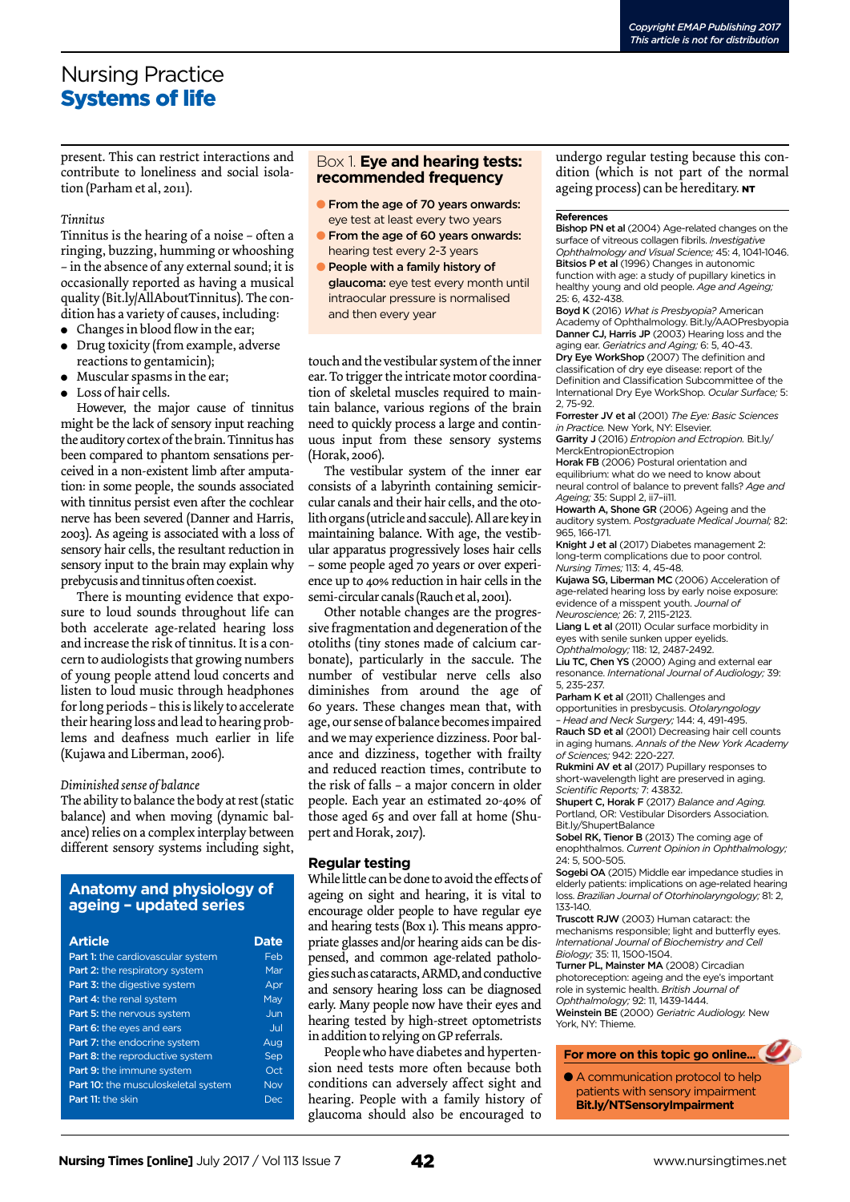present. This can restrict interactions and contribute to loneliness and social isolation (Parham et al, 2011).

*Tinnitus*

Tinnitus is the hearing of a noise – often a ringing, buzzing, humming or whooshing – in the absence of any external sound; it is occasionally reported as having a musical quality (Bit.ly/AllAboutTinnitus). The condition has a variety of causes, including:

- Changes in blood flow in the ear;
- Drug toxicity (from example, adverse reactions to gentamicin);
- Muscular spasms in the ear;
- Loss of hair cells.

However, the major cause of tinnitus might be the lack of sensory input reaching the auditory cortex of the brain. Tinnitus has been compared to phantom sensations perceived in a non-existent limb after amputation: in some people, the sounds associated with tinnitus persist even after the cochlear nerve has been severed (Danner and Harris, 2003). As ageing is associated with a loss of sensory hair cells, the resultant reduction in sensory input to the brain may explain why prebycusis and tinnitus often coexist.

There is mounting evidence that exposure to loud sounds throughout life can both accelerate age-related hearing loss and increase the risk of tinnitus. It is a concern to audiologists that growing numbers of young people attend loud concerts and listen to loud music through headphones for long periods – this is likely to accelerate their hearing loss and lead to hearing problems and deafness much earlier in life (Kujawa and Liberman, 2006).

*Diminished sense of balance*

The ability to balance the body at rest (static balance) and when moving (dynamic balance) relies on a complex interplay between different sensory systems including sight, touch and the vestibular system of the inner ear. To trigger the intricate motor coordination of skeletal muscles required to maintain balance, various regions of the brain need to quickly process a large and continuous input from these sensory systems (Horak, 2006).

The vestibular system of the inner ear consists of a labyrinth containing semicircular canals and their hair cells, and the otolith organs (utricle and saccule). All are key in maintaining balance. With age, the vestibular apparatus progressively loses hair cells – some people aged 70 years or over experience up to 40% reduction in hair cells in the semi-circular canals (Rauch et al, 2001).

Other notable changes are the progressive fragmentation and degeneration of the otoliths (tiny stones made of calcium carbonate), particularly in the saccule. The number of vestibular nerve cells also diminishes from around the age of 60 years. These changes mean that, with age, our sense of balance becomes impaired and we may experience dizziness. Poor balance and dizziness, together with frailty and reduced reaction times, contribute to the risk of falls – a major concern in older people. Each year an estimated 20-40% of those aged 65 and over fall at home (Shupert and Horak, 2017).

> **Box 1. Eye and hearing tests: recommended frequency**
>
> - **From the age of 70 years onwards:** eye test at least every two years
> - **From the age of 60 years onwards:** hearing test every 2-3 years
> - **People with a family history of glaucoma:** eye test every month until intraocular pressure is normalised and then every year

## Regular testing

While little can be done to avoid the effects of ageing on sight and hearing, it is vital to encourage older people to have regular eye and hearing tests (Box 1). This means appropriate glasses and/or hearing aids can be dispensed, and common age-related pathologies such as cataracts, ARMD, and conductive and sensory hearing loss can be diagnosed early. Many people now have their eyes and hearing tested by high-street optometrists in addition to relying on GP referrals.

People who have diabetes and hypertension need tests more often because both conditions can adversely affect sight and hearing. People with a family history of glaucoma should also be encouraged to undergo regular testing because this condition (which is not part of the normal ageing process) can be hereditary. **NT**

### Anatomy and physiology of ageing – updated series

| Article | Date |
|---|---|
| Part 1: the cardiovascular system | Feb |
| Part 2: the respiratory system | Mar |
| Part 3: the digestive system | Apr |
| Part 4: the renal system | May |
| Part 5: the nervous system | Jun |
| Part 6: the eyes and ears | Jul |
| Part 7: the endocrine system | Aug |
| Part 8: the reproductive system | Sep |
| Part 9: the immune system | Oct |
| Part 10: the musculoskeletal system | Nov |
| Part 11: the skin | Dec |

## References

**Bishop PN et al** (2004) Age-related changes on the surface of vitreous collagen fibrils. *Investigative Ophthalmology and Visual Science;* 45: 4, 1041-1046.
**Bitsios P et al** (1996) Changes in autonomic function with age: a study of pupillary kinetics in healthy young and old people. *Age and Ageing;* 25: 6, 432-438.
**Boyd K** (2016) *What is Presbyopia?* American Academy of Ophthalmology. Bit.ly/AAOPresbyopia
**Danner CJ, Harris JP** (2003) Hearing loss and the aging ear. *Geriatrics and Aging;* 6: 5, 40-43.
**Dry Eye WorkShop** (2007) The definition and classification of dry eye disease: report of the Definition and Classification Subcommittee of the International Dry Eye WorkShop. *Ocular Surface;* 5: 2, 75-92.
**Forrester JV et al** (2001) *The Eye: Basic Sciences in Practice.* New York, NY: Elsevier.
**Garrity J** (2016) *Entropion and Ectropion.* Bit.ly/MerckEntropionEctropion
**Horak FB** (2006) Postural orientation and equilibrium: what do we need to know about neural control of balance to prevent falls? *Age and Ageing;* 35: Suppl 2, ii7–ii11.
**Howarth A, Shone GR** (2006) Ageing and the auditory system. *Postgraduate Medical Journal;* 82: 965, 166-171.
**Knight J et al** (2017) Diabetes management 2: long-term complications due to poor control. *Nursing Times;* 113: 4, 45-48.
**Kujawa SG, Liberman MC** (2006) Acceleration of age-related hearing loss by early noise exposure: evidence of a misspent youth. *Journal of Neuroscience;* 26: 7, 2115-2123.
**Liang L et al** (2011) Ocular surface morbidity in eyes with senile sunken upper eyelids. *Ophthalmology;* 118: 12, 2487-2492.
**Liu TC, Chen YS** (2000) Aging and external ear resonance. *International Journal of Audiology;* 39: 5, 235-237.
**Parham K et al** (2011) Challenges and opportunities in presbycusis. *Otolaryngology – Head and Neck Surgery;* 144: 4, 491-495.
**Rauch SD et al** (2001) Decreasing hair cell counts in aging humans. *Annals of the New York Academy of Sciences;* 942: 220-227.
**Rukmini AV et al** (2017) Pupillary responses to short-wavelength light are preserved in aging. *Scientific Reports;* 7: 43832.
**Shupert C, Horak F** (2017) *Balance and Aging.* Portland, OR: Vestibular Disorders Association. Bit.ly/ShupertBalance
**Sobel RK, Tienor B** (2013) The coming age of enophthalmos. *Current Opinion in Ophthalmology;* 24: 5, 500-505.
**Sogebi OA** (2015) Middle ear impedance studies in elderly patients: implications on age-related hearing loss. *Brazilian Journal of Otorhinolaryngology;* 81: 2, 133-140.
**Truscott RJW** (2003) Human cataract: the mechanisms responsible; light and butterfly eyes. *International Journal of Biochemistry and Cell Biology;* 35: 11, 1500-1504.
**Turner PL, Mainster MA** (2008) Circadian photoreception: ageing and the eye's important role in systemic health. *British Journal of Ophthalmology;* 92: 11, 1439-1444.
**Weinstein BE** (2000) *Geriatric Audiology.* New York, NY: Thieme.

> **For more on this topic go online...**
>
> - A communication protocol to help patients with sensory impairment **Bit.ly/NTSensoryImpairment**